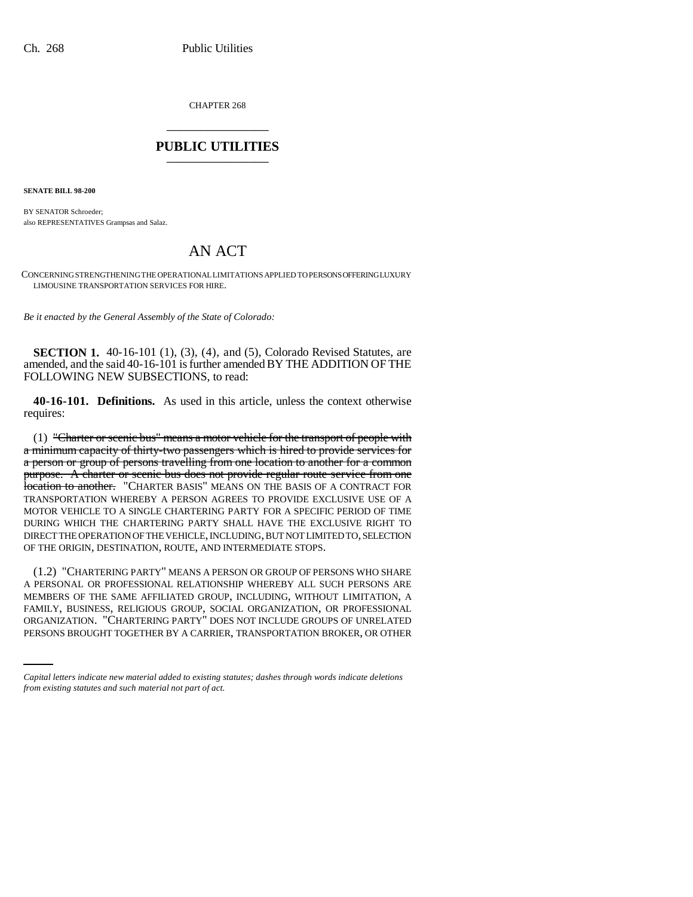CHAPTER 268

\_\_\_\_\_\_\_\_\_\_\_\_\_\_\_

## PUBLIC UTILITIES

\_\_\_\_\_\_\_\_\_\_\_\_\_\_\_

**SENATE BILL 98-200**

BY SENATOR Schroeder;
also REPRESENTATIVES Grampsas and Salaz.

# AN ACT

CONCERNING STRENGTHENING THE OPERATIONAL LIMITATIONS APPLIED TO PERSONS OFFERING LUXURY LIMOUSINE TRANSPORTATION SERVICES FOR HIRE.

*Be it enacted by the General Assembly of the State of Colorado:*

**SECTION 1.** 40-16-101 (1), (3), (4), and (5), Colorado Revised Statutes, are amended, and the said 40-16-101 is further amended BY THE ADDITION OF THE FOLLOWING NEW SUBSECTIONS, to read:

**40-16-101. Definitions.** As used in this article, unless the context otherwise requires:

(1) ~~"Charter or scenic bus" means a motor vehicle for the transport of people with a minimum capacity of thirty-two passengers which is hired to provide services for a person or group of persons travelling from one location to another for a common purpose. A charter or scenic bus does not provide regular route service from one location to another.~~ "CHARTER BASIS" MEANS ON THE BASIS OF A CONTRACT FOR TRANSPORTATION WHEREBY A PERSON AGREES TO PROVIDE EXCLUSIVE USE OF A MOTOR VEHICLE TO A SINGLE CHARTERING PARTY FOR A SPECIFIC PERIOD OF TIME DURING WHICH THE CHARTERING PARTY SHALL HAVE THE EXCLUSIVE RIGHT TO DIRECT THE OPERATION OF THE VEHICLE, INCLUDING, BUT NOT LIMITED TO, SELECTION OF THE ORIGIN, DESTINATION, ROUTE, AND INTERMEDIATE STOPS.

(1.2) "CHARTERING PARTY" MEANS A PERSON OR GROUP OF PERSONS WHO SHARE A PERSONAL OR PROFESSIONAL RELATIONSHIP WHEREBY ALL SUCH PERSONS ARE MEMBERS OF THE SAME AFFILIATED GROUP, INCLUDING, WITHOUT LIMITATION, A FAMILY, BUSINESS, RELIGIOUS GROUP, SOCIAL ORGANIZATION, OR PROFESSIONAL ORGANIZATION. "CHARTERING PARTY" DOES NOT INCLUDE GROUPS OF UNRELATED PERSONS BROUGHT TOGETHER BY A CARRIER, TRANSPORTATION BROKER, OR OTHER

*Capital letters indicate new material added to existing statutes; dashes through words indicate deletions from existing statutes and such material not part of act.*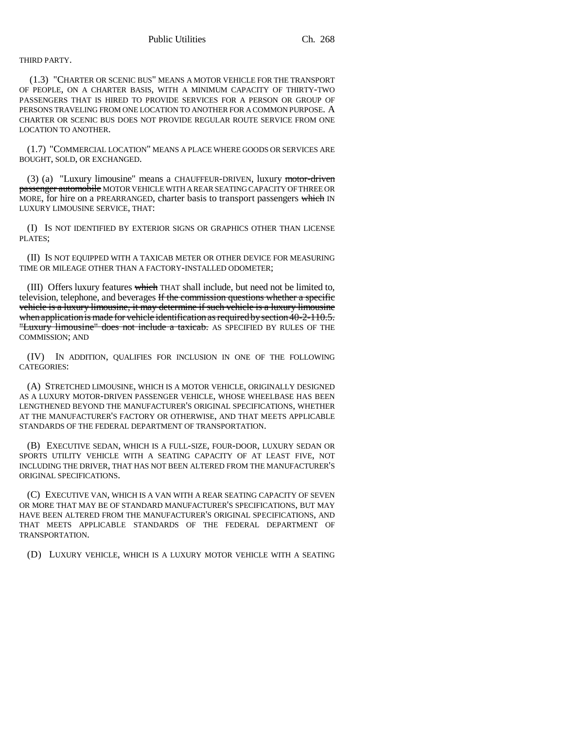THIRD PARTY.

(1.3) "CHARTER OR SCENIC BUS" MEANS A MOTOR VEHICLE FOR THE TRANSPORT OF PEOPLE, ON A CHARTER BASIS, WITH A MINIMUM CAPACITY OF THIRTY-TWO PASSENGERS THAT IS HIRED TO PROVIDE SERVICES FOR A PERSON OR GROUP OF PERSONS TRAVELING FROM ONE LOCATION TO ANOTHER FOR A COMMON PURPOSE. A CHARTER OR SCENIC BUS DOES NOT PROVIDE REGULAR ROUTE SERVICE FROM ONE LOCATION TO ANOTHER.

(1.7) "COMMERCIAL LOCATION" MEANS A PLACE WHERE GOODS OR SERVICES ARE BOUGHT, SOLD, OR EXCHANGED.

(3) (a) "Luxury limousine" means a CHAUFFEUR-DRIVEN, luxury ~~motor-driven passenger automobile~~ MOTOR VEHICLE WITH A REAR SEATING CAPACITY OF THREE OR MORE, for hire on a PREARRANGED, charter basis to transport passengers ~~which~~ IN LUXURY LIMOUSINE SERVICE, THAT:

(I) IS NOT IDENTIFIED BY EXTERIOR SIGNS OR GRAPHICS OTHER THAN LICENSE PLATES;

(II) IS NOT EQUIPPED WITH A TAXICAB METER OR OTHER DEVICE FOR MEASURING TIME OR MILEAGE OTHER THAN A FACTORY-INSTALLED ODOMETER;

(III) Offers luxury features ~~which~~ THAT shall include, but need not be limited to, television, telephone, and beverages ~~If the commission questions whether a specific vehicle is a luxury limousine, it may determine if such vehicle is a luxury limousine when application is made for vehicle identification as required by section 40-2-110.5. "Luxury limousine" does not include a taxicab.~~ AS SPECIFIED BY RULES OF THE COMMISSION; AND

(IV) IN ADDITION, QUALIFIES FOR INCLUSION IN ONE OF THE FOLLOWING CATEGORIES:

(A) STRETCHED LIMOUSINE, WHICH IS A MOTOR VEHICLE, ORIGINALLY DESIGNED AS A LUXURY MOTOR-DRIVEN PASSENGER VEHICLE, WHOSE WHEELBASE HAS BEEN LENGTHENED BEYOND THE MANUFACTURER'S ORIGINAL SPECIFICATIONS, WHETHER AT THE MANUFACTURER'S FACTORY OR OTHERWISE, AND THAT MEETS APPLICABLE STANDARDS OF THE FEDERAL DEPARTMENT OF TRANSPORTATION.

(B) EXECUTIVE SEDAN, WHICH IS A FULL-SIZE, FOUR-DOOR, LUXURY SEDAN OR SPORTS UTILITY VEHICLE WITH A SEATING CAPACITY OF AT LEAST FIVE, NOT INCLUDING THE DRIVER, THAT HAS NOT BEEN ALTERED FROM THE MANUFACTURER'S ORIGINAL SPECIFICATIONS.

(C) EXECUTIVE VAN, WHICH IS A VAN WITH A REAR SEATING CAPACITY OF SEVEN OR MORE THAT MAY BE OF STANDARD MANUFACTURER'S SPECIFICATIONS, BUT MAY HAVE BEEN ALTERED FROM THE MANUFACTURER'S ORIGINAL SPECIFICATIONS, AND THAT MEETS APPLICABLE STANDARDS OF THE FEDERAL DEPARTMENT OF TRANSPORTATION.

(D) LUXURY VEHICLE, WHICH IS A LUXURY MOTOR VEHICLE WITH A SEATING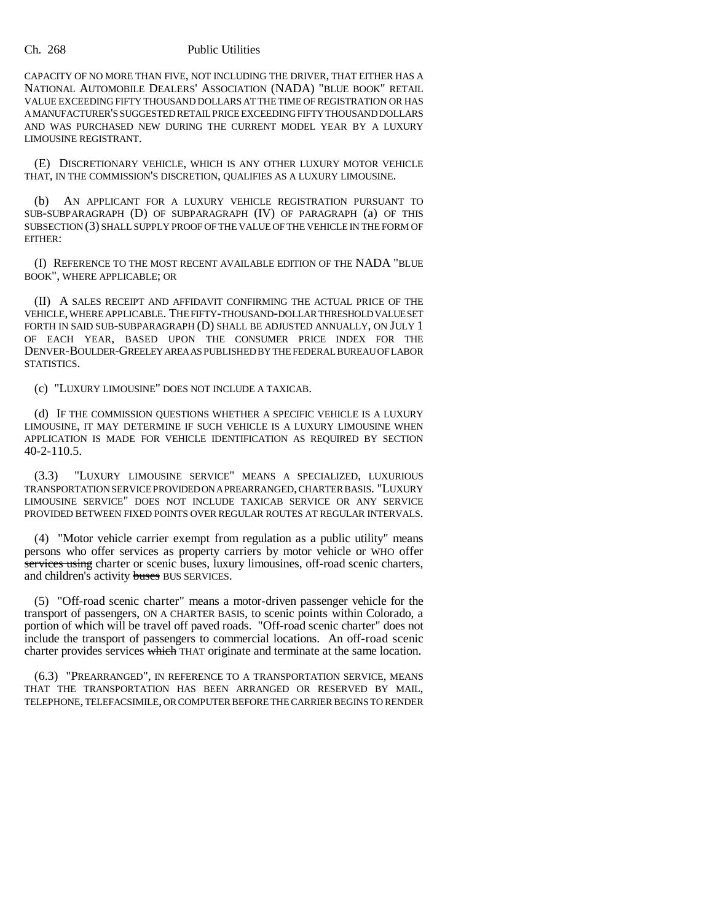CAPACITY OF NO MORE THAN FIVE, NOT INCLUDING THE DRIVER, THAT EITHER HAS A NATIONAL AUTOMOBILE DEALERS' ASSOCIATION (NADA) "BLUE BOOK" RETAIL VALUE EXCEEDING FIFTY THOUSAND DOLLARS AT THE TIME OF REGISTRATION OR HAS A MANUFACTURER'S SUGGESTED RETAIL PRICE EXCEEDING FIFTY THOUSAND DOLLARS AND WAS PURCHASED NEW DURING THE CURRENT MODEL YEAR BY A LUXURY LIMOUSINE REGISTRANT.

(E) DISCRETIONARY VEHICLE, WHICH IS ANY OTHER LUXURY MOTOR VEHICLE THAT, IN THE COMMISSION'S DISCRETION, QUALIFIES AS A LUXURY LIMOUSINE.

(b) AN APPLICANT FOR A LUXURY VEHICLE REGISTRATION PURSUANT TO SUB-SUBPARAGRAPH (D) OF SUBPARAGRAPH (IV) OF PARAGRAPH (a) OF THIS SUBSECTION (3) SHALL SUPPLY PROOF OF THE VALUE OF THE VEHICLE IN THE FORM OF EITHER:

(I) REFERENCE TO THE MOST RECENT AVAILABLE EDITION OF THE NADA "BLUE BOOK", WHERE APPLICABLE; OR

(II) A SALES RECEIPT AND AFFIDAVIT CONFIRMING THE ACTUAL PRICE OF THE VEHICLE, WHERE APPLICABLE. THE FIFTY-THOUSAND-DOLLAR THRESHOLD VALUE SET FORTH IN SAID SUB-SUBPARAGRAPH (D) SHALL BE ADJUSTED ANNUALLY, ON JULY 1 OF EACH YEAR, BASED UPON THE CONSUMER PRICE INDEX FOR THE DENVER-BOULDER-GREELEY AREA AS PUBLISHED BY THE FEDERAL BUREAU OF LABOR STATISTICS.

(c) "LUXURY LIMOUSINE" DOES NOT INCLUDE A TAXICAB.

(d) IF THE COMMISSION QUESTIONS WHETHER A SPECIFIC VEHICLE IS A LUXURY LIMOUSINE, IT MAY DETERMINE IF SUCH VEHICLE IS A LUXURY LIMOUSINE WHEN APPLICATION IS MADE FOR VEHICLE IDENTIFICATION AS REQUIRED BY SECTION 40-2-110.5.

(3.3) "LUXURY LIMOUSINE SERVICE" MEANS A SPECIALIZED, LUXURIOUS TRANSPORTATION SERVICE PROVIDED ON A PREARRANGED, CHARTER BASIS. "LUXURY LIMOUSINE SERVICE" DOES NOT INCLUDE TAXICAB SERVICE OR ANY SERVICE PROVIDED BETWEEN FIXED POINTS OVER REGULAR ROUTES AT REGULAR INTERVALS.

(4) "Motor vehicle carrier exempt from regulation as a public utility" means persons who offer services as property carriers by motor vehicle or WHO offer ~~services using~~ charter or scenic buses, luxury limousines, off-road scenic charters, and children's activity ~~buses~~ BUS SERVICES.

(5) "Off-road scenic charter" means a motor-driven passenger vehicle for the transport of passengers, ON A CHARTER BASIS, to scenic points within Colorado, a portion of which will be travel off paved roads. "Off-road scenic charter" does not include the transport of passengers to commercial locations. An off-road scenic charter provides services ~~which~~ THAT originate and terminate at the same location.

(6.3) "PREARRANGED", IN REFERENCE TO A TRANSPORTATION SERVICE, MEANS THAT THE TRANSPORTATION HAS BEEN ARRANGED OR RESERVED BY MAIL, TELEPHONE, TELEFACSIMILE, OR COMPUTER BEFORE THE CARRIER BEGINS TO RENDER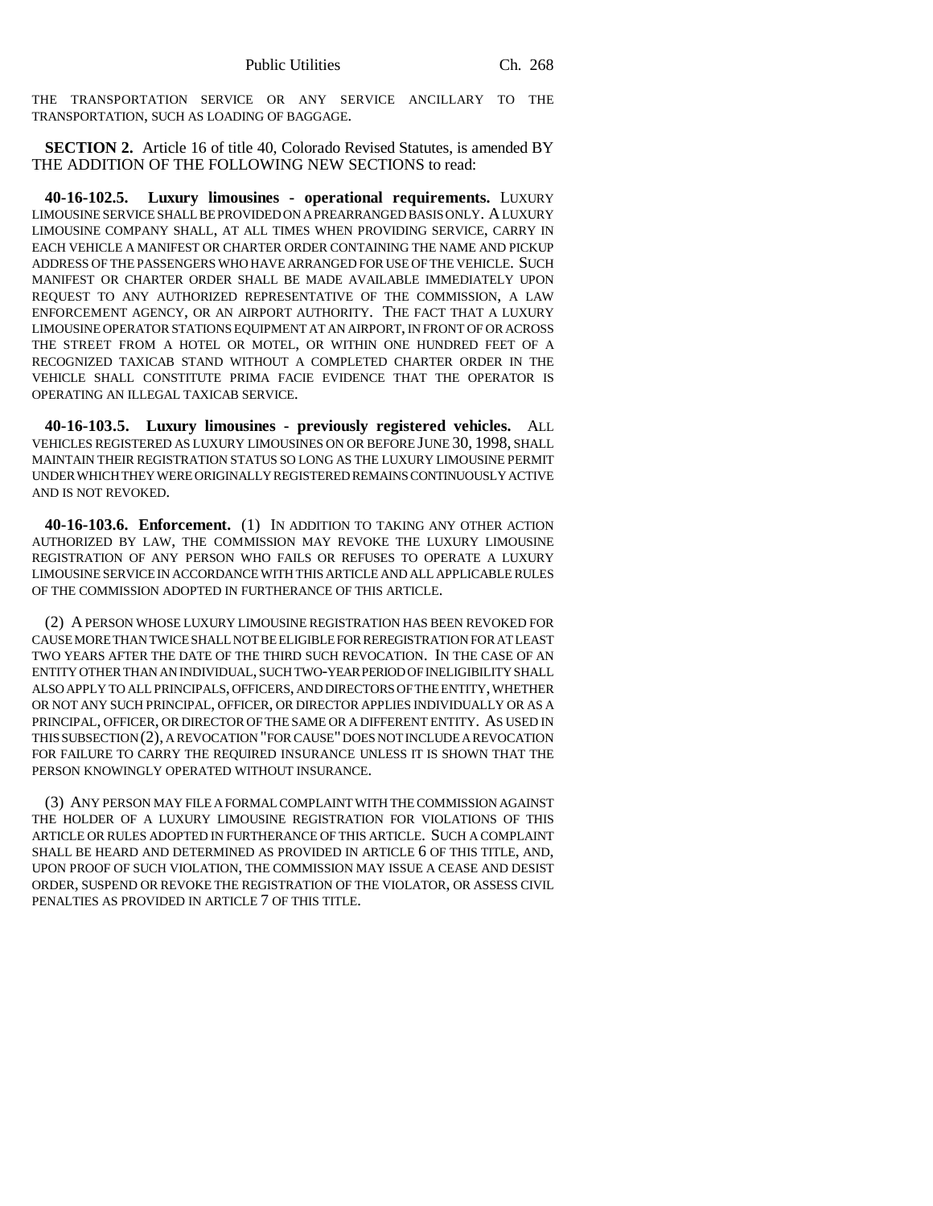THE TRANSPORTATION SERVICE OR ANY SERVICE ANCILLARY TO THE TRANSPORTATION, SUCH AS LOADING OF BAGGAGE.

**SECTION 2.** Article 16 of title 40, Colorado Revised Statutes, is amended BY THE ADDITION OF THE FOLLOWING NEW SECTIONS to read:

**40-16-102.5. Luxury limousines - operational requirements.** LUXURY LIMOUSINE SERVICE SHALL BE PROVIDED ON A PREARRANGED BASIS ONLY. A LUXURY LIMOUSINE COMPANY SHALL, AT ALL TIMES WHEN PROVIDING SERVICE, CARRY IN EACH VEHICLE A MANIFEST OR CHARTER ORDER CONTAINING THE NAME AND PICKUP ADDRESS OF THE PASSENGERS WHO HAVE ARRANGED FOR USE OF THE VEHICLE. SUCH MANIFEST OR CHARTER ORDER SHALL BE MADE AVAILABLE IMMEDIATELY UPON REQUEST TO ANY AUTHORIZED REPRESENTATIVE OF THE COMMISSION, A LAW ENFORCEMENT AGENCY, OR AN AIRPORT AUTHORITY. THE FACT THAT A LUXURY LIMOUSINE OPERATOR STATIONS EQUIPMENT AT AN AIRPORT, IN FRONT OF OR ACROSS THE STREET FROM A HOTEL OR MOTEL, OR WITHIN ONE HUNDRED FEET OF A RECOGNIZED TAXICAB STAND WITHOUT A COMPLETED CHARTER ORDER IN THE VEHICLE SHALL CONSTITUTE PRIMA FACIE EVIDENCE THAT THE OPERATOR IS OPERATING AN ILLEGAL TAXICAB SERVICE.

**40-16-103.5. Luxury limousines - previously registered vehicles.** ALL VEHICLES REGISTERED AS LUXURY LIMOUSINES ON OR BEFORE JUNE 30, 1998, SHALL MAINTAIN THEIR REGISTRATION STATUS SO LONG AS THE LUXURY LIMOUSINE PERMIT UNDER WHICH THEY WERE ORIGINALLY REGISTERED REMAINS CONTINUOUSLY ACTIVE AND IS NOT REVOKED.

**40-16-103.6. Enforcement.** (1) IN ADDITION TO TAKING ANY OTHER ACTION AUTHORIZED BY LAW, THE COMMISSION MAY REVOKE THE LUXURY LIMOUSINE REGISTRATION OF ANY PERSON WHO FAILS OR REFUSES TO OPERATE A LUXURY LIMOUSINE SERVICE IN ACCORDANCE WITH THIS ARTICLE AND ALL APPLICABLE RULES OF THE COMMISSION ADOPTED IN FURTHERANCE OF THIS ARTICLE.

(2) A PERSON WHOSE LUXURY LIMOUSINE REGISTRATION HAS BEEN REVOKED FOR CAUSE MORE THAN TWICE SHALL NOT BE ELIGIBLE FOR REREGISTRATION FOR AT LEAST TWO YEARS AFTER THE DATE OF THE THIRD SUCH REVOCATION. IN THE CASE OF AN ENTITY OTHER THAN AN INDIVIDUAL, SUCH TWO-YEAR PERIOD OF INELIGIBILITY SHALL ALSO APPLY TO ALL PRINCIPALS, OFFICERS, AND DIRECTORS OF THE ENTITY, WHETHER OR NOT ANY SUCH PRINCIPAL, OFFICER, OR DIRECTOR APPLIES INDIVIDUALLY OR AS A PRINCIPAL, OFFICER, OR DIRECTOR OF THE SAME OR A DIFFERENT ENTITY. AS USED IN THIS SUBSECTION (2), A REVOCATION "FOR CAUSE" DOES NOT INCLUDE A REVOCATION FOR FAILURE TO CARRY THE REQUIRED INSURANCE UNLESS IT IS SHOWN THAT THE PERSON KNOWINGLY OPERATED WITHOUT INSURANCE.

(3) ANY PERSON MAY FILE A FORMAL COMPLAINT WITH THE COMMISSION AGAINST THE HOLDER OF A LUXURY LIMOUSINE REGISTRATION FOR VIOLATIONS OF THIS ARTICLE OR RULES ADOPTED IN FURTHERANCE OF THIS ARTICLE. SUCH A COMPLAINT SHALL BE HEARD AND DETERMINED AS PROVIDED IN ARTICLE 6 OF THIS TITLE, AND, UPON PROOF OF SUCH VIOLATION, THE COMMISSION MAY ISSUE A CEASE AND DESIST ORDER, SUSPEND OR REVOKE THE REGISTRATION OF THE VIOLATOR, OR ASSESS CIVIL PENALTIES AS PROVIDED IN ARTICLE 7 OF THIS TITLE.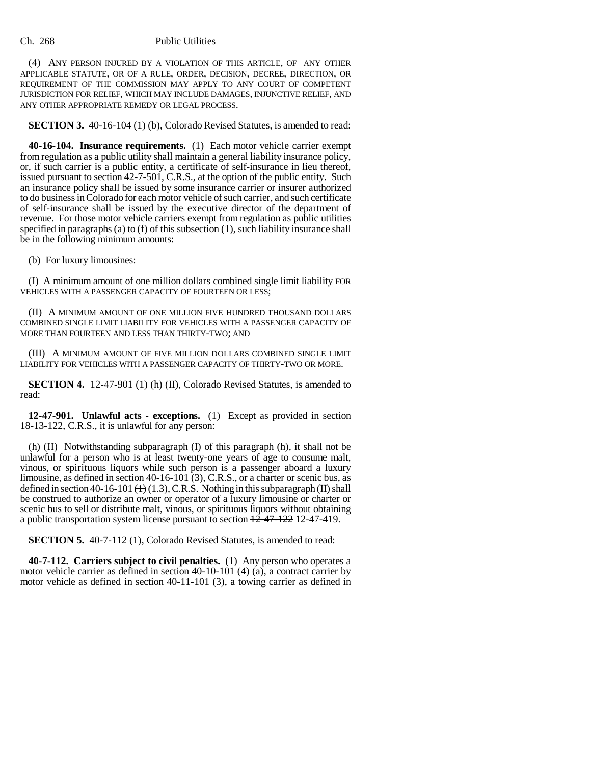(4) ANY PERSON INJURED BY A VIOLATION OF THIS ARTICLE, OF ANY OTHER APPLICABLE STATUTE, OR OF A RULE, ORDER, DECISION, DECREE, DIRECTION, OR REQUIREMENT OF THE COMMISSION MAY APPLY TO ANY COURT OF COMPETENT JURISDICTION FOR RELIEF, WHICH MAY INCLUDE DAMAGES, INJUNCTIVE RELIEF, AND ANY OTHER APPROPRIATE REMEDY OR LEGAL PROCESS.

**SECTION 3.** 40-16-104 (1) (b), Colorado Revised Statutes, is amended to read:

**40-16-104. Insurance requirements.** (1) Each motor vehicle carrier exempt from regulation as a public utility shall maintain a general liability insurance policy, or, if such carrier is a public entity, a certificate of self-insurance in lieu thereof, issued pursuant to section 42-7-501, C.R.S., at the option of the public entity. Such an insurance policy shall be issued by some insurance carrier or insurer authorized to do business in Colorado for each motor vehicle of such carrier, and such certificate of self-insurance shall be issued by the executive director of the department of revenue. For those motor vehicle carriers exempt from regulation as public utilities specified in paragraphs (a) to (f) of this subsection (1), such liability insurance shall be in the following minimum amounts:

(b) For luxury limousines:

(I) A minimum amount of one million dollars combined single limit liability FOR VEHICLES WITH A PASSENGER CAPACITY OF FOURTEEN OR LESS;

(II) A MINIMUM AMOUNT OF ONE MILLION FIVE HUNDRED THOUSAND DOLLARS COMBINED SINGLE LIMIT LIABILITY FOR VEHICLES WITH A PASSENGER CAPACITY OF MORE THAN FOURTEEN AND LESS THAN THIRTY-TWO; AND

(III) A MINIMUM AMOUNT OF FIVE MILLION DOLLARS COMBINED SINGLE LIMIT LIABILITY FOR VEHICLES WITH A PASSENGER CAPACITY OF THIRTY-TWO OR MORE.

**SECTION 4.** 12-47-901 (1) (h) (II), Colorado Revised Statutes, is amended to read:

**12-47-901. Unlawful acts - exceptions.** (1) Except as provided in section 18-13-122, C.R.S., it is unlawful for any person:

(h) (II) Notwithstanding subparagraph (I) of this paragraph (h), it shall not be unlawful for a person who is at least twenty-one years of age to consume malt, vinous, or spirituous liquors while such person is a passenger aboard a luxury limousine, as defined in section 40-16-101 (3), C.R.S., or a charter or scenic bus, as defined in section 40-16-101 ~~(1)~~ (1.3), C.R.S. Nothing in this subparagraph (II) shall be construed to authorize an owner or operator of a luxury limousine or charter or scenic bus to sell or distribute malt, vinous, or spirituous liquors without obtaining a public transportation system license pursuant to section ~~12-47-122~~ 12-47-419.

**SECTION 5.** 40-7-112 (1), Colorado Revised Statutes, is amended to read:

**40-7-112. Carriers subject to civil penalties.** (1) Any person who operates a motor vehicle carrier as defined in section 40-10-101 (4) (a), a contract carrier by motor vehicle as defined in section 40-11-101 (3), a towing carrier as defined in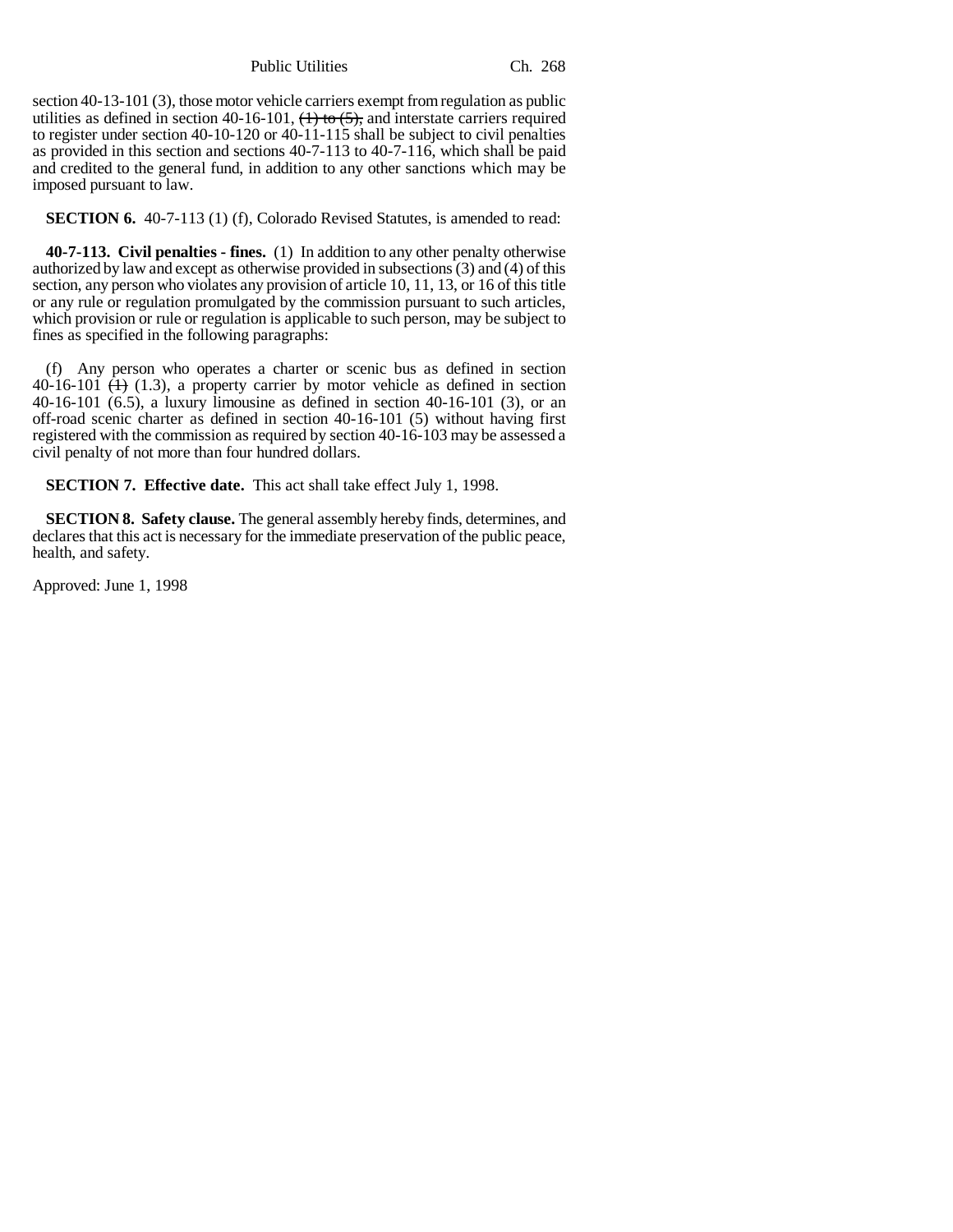section 40-13-101 (3), those motor vehicle carriers exempt from regulation as public utilities as defined in section 40-16-101, ~~(1) to (5),~~ and interstate carriers required to register under section 40-10-120 or 40-11-115 shall be subject to civil penalties as provided in this section and sections 40-7-113 to 40-7-116, which shall be paid and credited to the general fund, in addition to any other sanctions which may be imposed pursuant to law.

**SECTION 6.** 40-7-113 (1) (f), Colorado Revised Statutes, is amended to read:

**40-7-113. Civil penalties - fines.** (1) In addition to any other penalty otherwise authorized by law and except as otherwise provided in subsections (3) and (4) of this section, any person who violates any provision of article 10, 11, 13, or 16 of this title or any rule or regulation promulgated by the commission pursuant to such articles, which provision or rule or regulation is applicable to such person, may be subject to fines as specified in the following paragraphs:

(f) Any person who operates a charter or scenic bus as defined in section 40-16-101 ~~(1)~~ (1.3), a property carrier by motor vehicle as defined in section 40-16-101 (6.5), a luxury limousine as defined in section 40-16-101 (3), or an off-road scenic charter as defined in section 40-16-101 (5) without having first registered with the commission as required by section 40-16-103 may be assessed a civil penalty of not more than four hundred dollars.

**SECTION 7. Effective date.** This act shall take effect July 1, 1998.

**SECTION 8. Safety clause.** The general assembly hereby finds, determines, and declares that this act is necessary for the immediate preservation of the public peace, health, and safety.

Approved: June 1, 1998